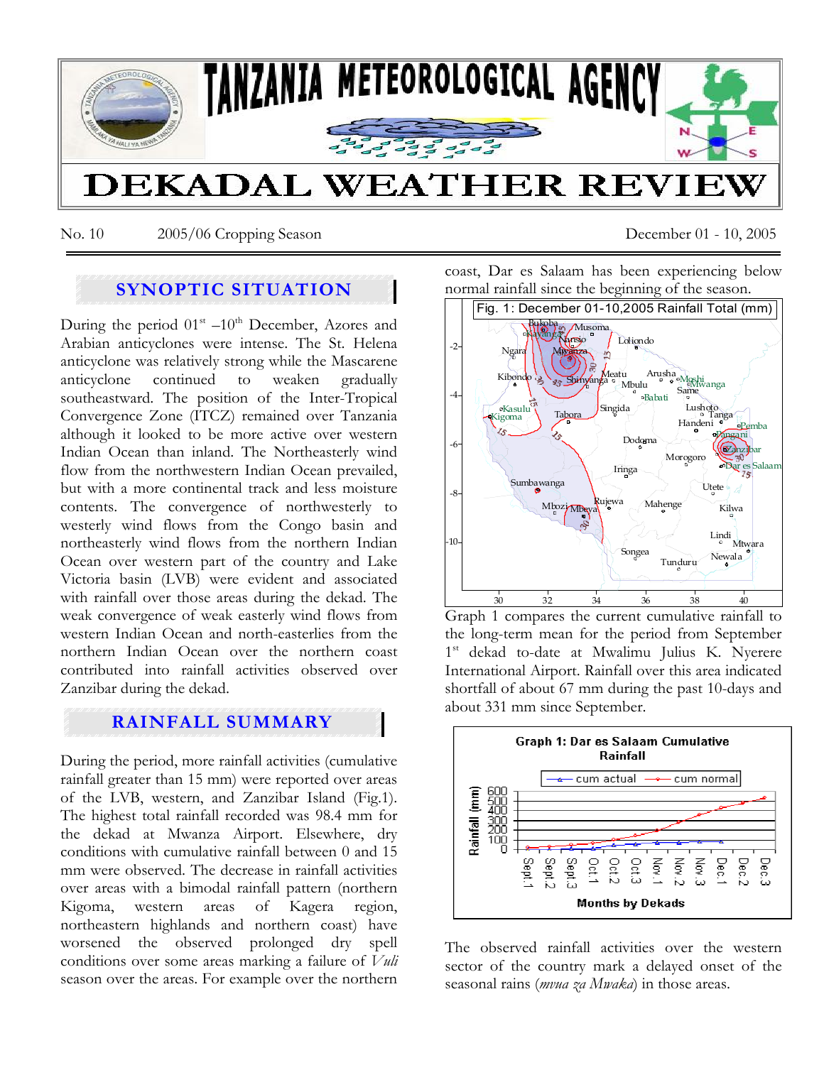# TANZANIA METEOROLOGICAL AGENCY

# DEKADAL WEATHER REVIEW

No. 10 2005/06 Cropping Season December 01 - 10, 2005

## SYNOPTIC SITUATION

During the period 01st –10th December, Azores and Arabian anticyclones were intense. The St. Helena anticyclone was relatively strong while the Mascarene anticyclone continued to weaken gradually southeastward. The position of the Inter-Tropical Convergence Zone (ITCZ) remained over Tanzania although it looked to be more active over western Indian Ocean than inland. The Northeasterly wind flow from the northwestern Indian Ocean prevailed, but with a more continental track and less moisture contents. The convergence of northwesterly to westerly wind flows from the Congo basin and northeasterly wind flows from the northern Indian Ocean over western part of the country and Lake Victoria basin (LVB) were evident and associated with rainfall over those areas during the dekad. The weak convergence of weak easterly wind flows from western Indian Ocean and north-easterlies from the northern Indian Ocean over the northern coast contributed into rainfall activities observed over Zanzibar during the dekad.

## RAINFALL SUMMARY

During the period, more rainfall activities (cumulative rainfall greater than 15 mm) were reported over areas of the LVB, western, and Zanzibar Island (Fig.1). The highest total rainfall recorded was 98.4 mm for the dekad at Mwanza Airport. Elsewhere, dry conditions with cumulative rainfall between 0 and 15 mm were observed. The decrease in rainfall activities over areas with a bimodal rainfall pattern (northern Kigoma, western areas of Kagera region, northeastern highlands and northern coast) have worsened the observed prolonged dry spell conditions over some areas marking a failure of *Vuli* season over the areas. For example over the northern coast, Dar es Salaam has been experiencing below normal rainfall since the beginning of the season.

Fig. 1: December 01-10,2005 Rainfall Total (mm)

Graph 1 compares the current cumulative rainfall to the long-term mean for the period from September 1st dekad to-date at Mwalimu Julius K. Nyerere International Airport. Rainfall over this area indicated shortfall of about 67 mm during the past 10-days and about 331 mm since September.

Graph 1: Dar es Salaam Cumulative Rainfall

The observed rainfall activities over the western sector of the country mark a delayed onset of the seasonal rains (*mvua za Mwaka*) in those areas.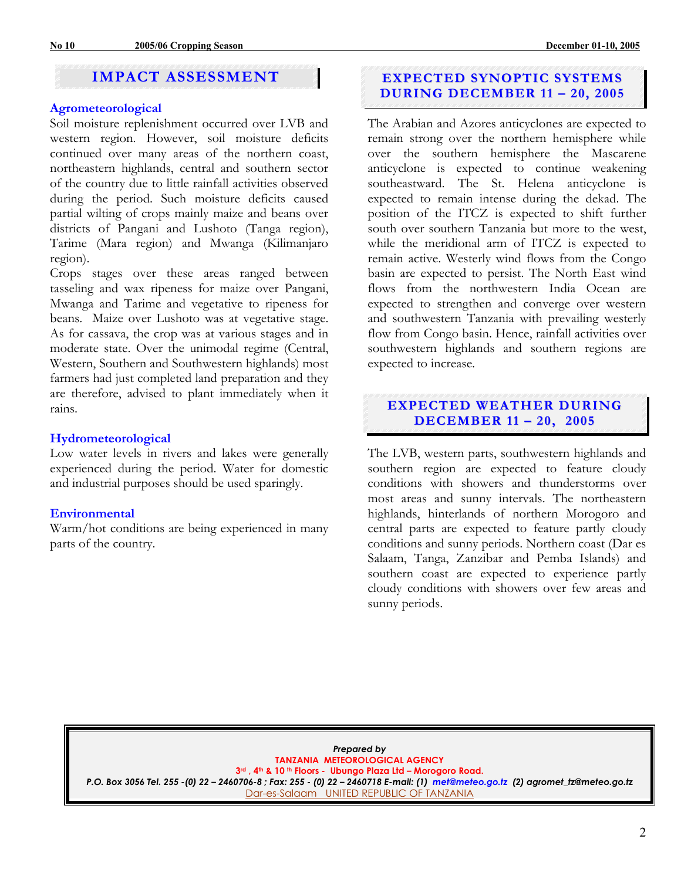# IMPACT ASSESSMENT

### Agrometeorological

Soil moisture replenishment occurred over LVB and western region. However, soil moisture deficits continued over many areas of the northern coast, northeastern highlands, central and southern sector of the country due to little rainfall activities observed during the period. Such moisture deficits caused partial wilting of crops mainly maize and beans over districts of Pangani and Lushoto (Tanga region), Tarime (Mara region) and Mwanga (Kilimanjaro region).

Crops stages over these areas ranged between tasseling and wax ripeness for maize over Pangani, Mwanga and Tarime and vegetative to ripeness for beans. Maize over Lushoto was at vegetative stage. As for cassava, the crop was at various stages and in moderate state. Over the unimodal regime (Central, Western, Southern and Southwestern highlands) most farmers had just completed land preparation and they are therefore, advised to plant immediately when it rains.

### Hydrometeorological

Low water levels in rivers and lakes were generally experienced during the period. Water for domestic and industrial purposes should be used sparingly.

### Environmental

Warm/hot conditions are being experienced in many parts of the country.

# EXPECTED SYNOPTIC SYSTEMS DURING DECEMBER 11 – 20, 2005

The Arabian and Azores anticyclones are expected to remain strong over the northern hemisphere while over the southern hemisphere the Mascarene anticyclone is expected to continue weakening southeastward. The St. Helena anticyclone is expected to remain intense during the dekad. The position of the ITCZ is expected to shift further south over southern Tanzania but more to the west, while the meridional arm of ITCZ is expected to remain active. Westerly wind flows from the Congo basin are expected to persist. The North East wind flows from the northwestern India Ocean are expected to strengthen and converge over western and southwestern Tanzania with prevailing westerly flow from Congo basin. Hence, rainfall activities over southwestern highlands and southern regions are expected to increase.

# EXPECTED WEATHER DURING DECEMBER 11 – 20, 2005

The LVB, western parts, southwestern highlands and southern region are expected to feature cloudy conditions with showers and thunderstorms over most areas and sunny intervals. The northeastern highlands, hinterlands of northern Morogoro and central parts are expected to feature partly cloudy conditions and sunny periods. Northern coast (Dar es Salaam, Tanga, Zanzibar and Pemba Islands) and southern coast are expected to experience partly cloudy conditions with showers over few areas and sunny periods.

*Prepared by*
**TANZANIA METEOROLOGICAL AGENCY**
**3rd , 4th & 10th Floors - Ubungo Plaza Ltd – Morogoro Road.**
*P.O. Box 3056 Tel. 255 -(0) 22 – 2460706-8 ; Fax: 255 - (0) 22 – 2460718 E-mail: (1) met@meteo.go.tz (2) agromet_tz@meteo.go.tz*
Dar-es-Salaam UNITED REPUBLIC OF TANZANIA